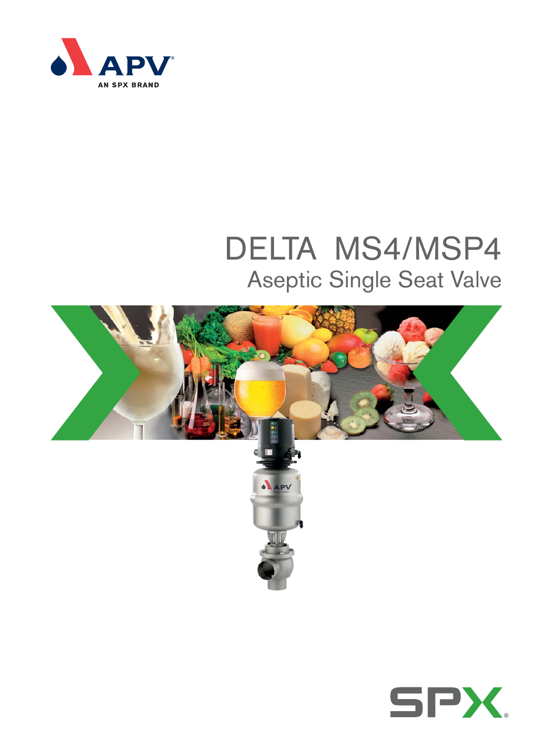APV

AN SPX BRAND

# DELTA MS4/MSP4

## Aseptic Single Seat Valve

SPX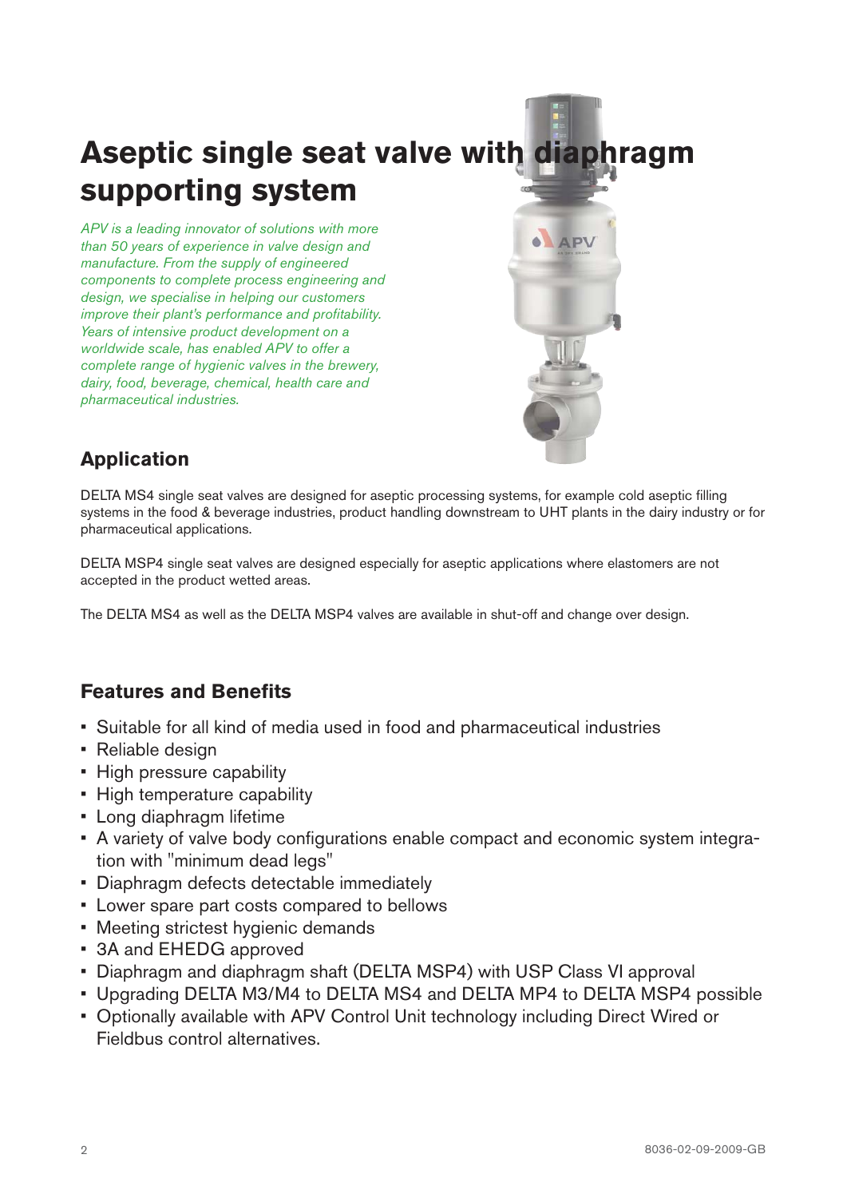# Aseptic single seat valve with diaphragm supporting system

*APV is a leading innovator of solutions with more than 50 years of experience in valve design and manufacture. From the supply of engineered components to complete process engineering and design, we specialise in helping our customers improve their plant's performance and profitability. Years of intensive product development on a worldwide scale, has enabled APV to offer a complete range of hygienic valves in the brewery, dairy, food, beverage, chemical, health care and pharmaceutical industries.*

## Application

DELTA MS4 single seat valves are designed for aseptic processing systems, for example cold aseptic filling systems in the food & beverage industries, product handling downstream to UHT plants in the dairy industry or for pharmaceutical applications.

DELTA MSP4 single seat valves are designed especially for aseptic applications where elastomers are not accepted in the product wetted areas.

The DELTA MS4 as well as the DELTA MSP4 valves are available in shut-off and change over design.

## Features and Benefits

- Suitable for all kind of media used in food and pharmaceutical industries
- Reliable design
- High pressure capability
- High temperature capability
- Long diaphragm lifetime
- A variety of valve body configurations enable compact and economic system integration with "minimum dead legs"
- Diaphragm defects detectable immediately
- Lower spare part costs compared to bellows
- Meeting strictest hygienic demands
- 3A and EHEDG approved
- Diaphragm and diaphragm shaft (DELTA MSP4) with USP Class VI approval
- Upgrading DELTA M3/M4 to DELTA MS4 and DELTA MP4 to DELTA MSP4 possible
- Optionally available with APV Control Unit technology including Direct Wired or Fieldbus control alternatives.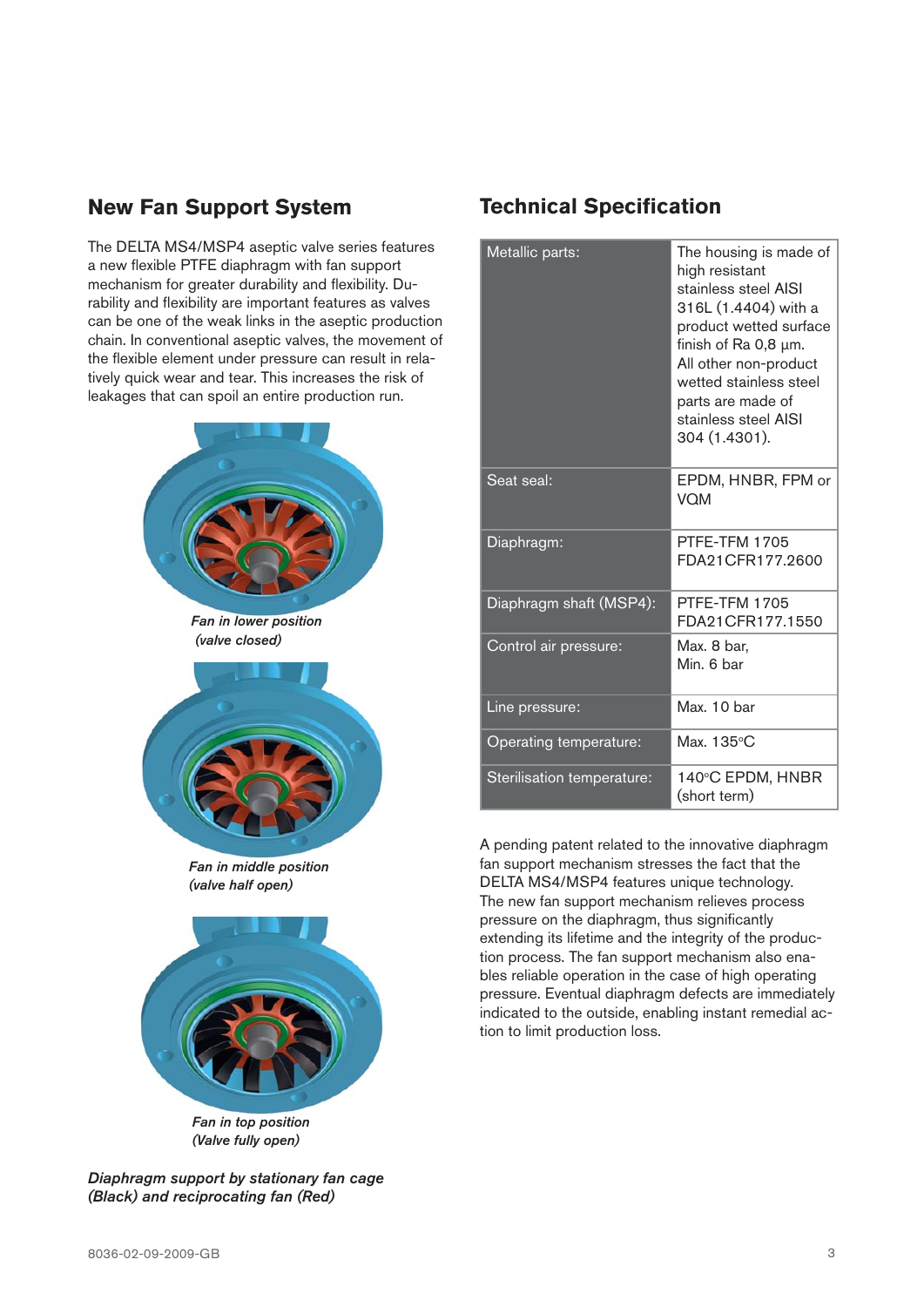## New Fan Support System

The DELTA MS4/MSP4 aseptic valve series features a new flexible PTFE diaphragm with fan support mechanism for greater durability and flexibility. Durability and flexibility are important features as valves can be one of the weak links in the aseptic production chain. In conventional aseptic valves, the movement of the flexible element under pressure can result in relatively quick wear and tear. This increases the risk of leakages that can spoil an entire production run.

*Fan in lower position (valve closed)*

*Fan in middle position (valve half open)*

*Fan in top position (Valve fully open)*

***Diaphragm support by stationary fan cage (Black) and reciprocating fan (Red)***

## Technical Specification

| | |
|---|---|
| Metallic parts: | The housing is made of high resistant stainless steel AISI 316L (1.4404) with a product wetted surface finish of Ra 0,8 µm. All other non-product wetted stainless steel parts are made of stainless steel AISI 304 (1.4301). |
| Seat seal: | EPDM, HNBR, FPM or VQM |
| Diaphragm: | PTFE-TFM 1705 FDA21CFR177.2600 |
| Diaphragm shaft (MSP4): | PTFE-TFM 1705 FDA21CFR177.1550 |
| Control air pressure: | Max. 8 bar, Min. 6 bar |
| Line pressure: | Max. 10 bar |
| Operating temperature: | Max. 135°C |
| Sterilisation temperature: | 140°C EPDM, HNBR (short term) |

A pending patent related to the innovative diaphragm fan support mechanism stresses the fact that the DELTA MS4/MSP4 features unique technology. The new fan support mechanism relieves process pressure on the diaphragm, thus significantly extending its lifetime and the integrity of the production process. The fan support mechanism also enables reliable operation in the case of high operating pressure. Eventual diaphragm defects are immediately indicated to the outside, enabling instant remedial action to limit production loss.

8036-02-09-2009-GB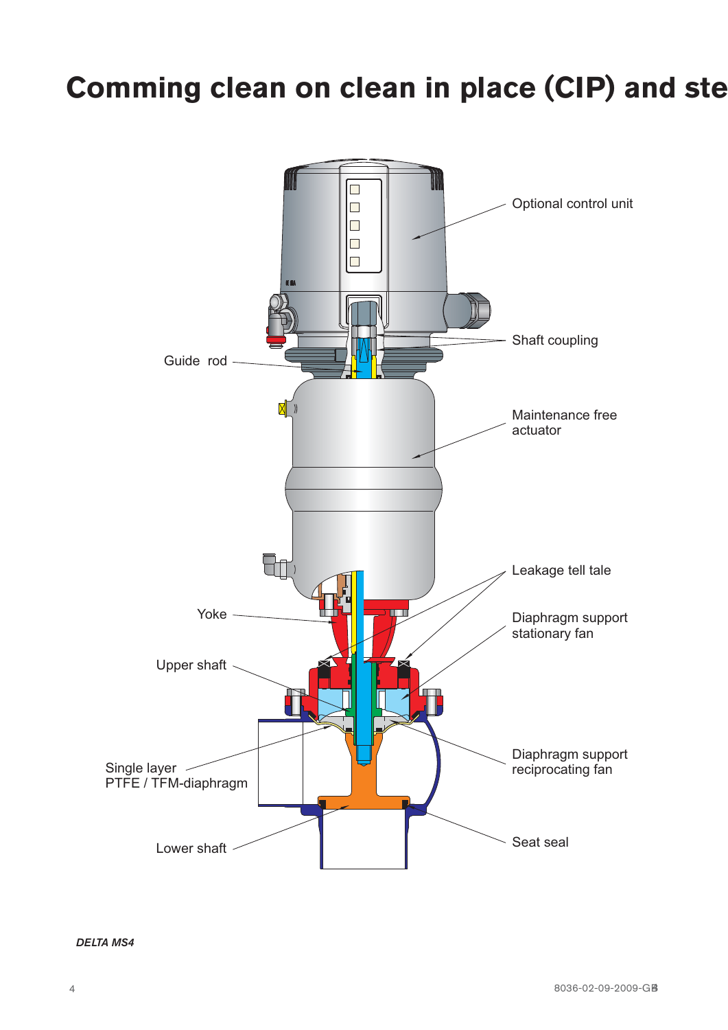# Comming clean on clean in place (CIP) and ste

Optional control unit

Shaft coupling

Guide rod

Maintenance free actuator

Leakage tell tale

Yoke

Diaphragm support stationary fan

Upper shaft

Single layer PTFE / TFM-diaphragm

Diaphragm support reciprocating fan

Lower shaft

Seat seal

***DELTA MS4***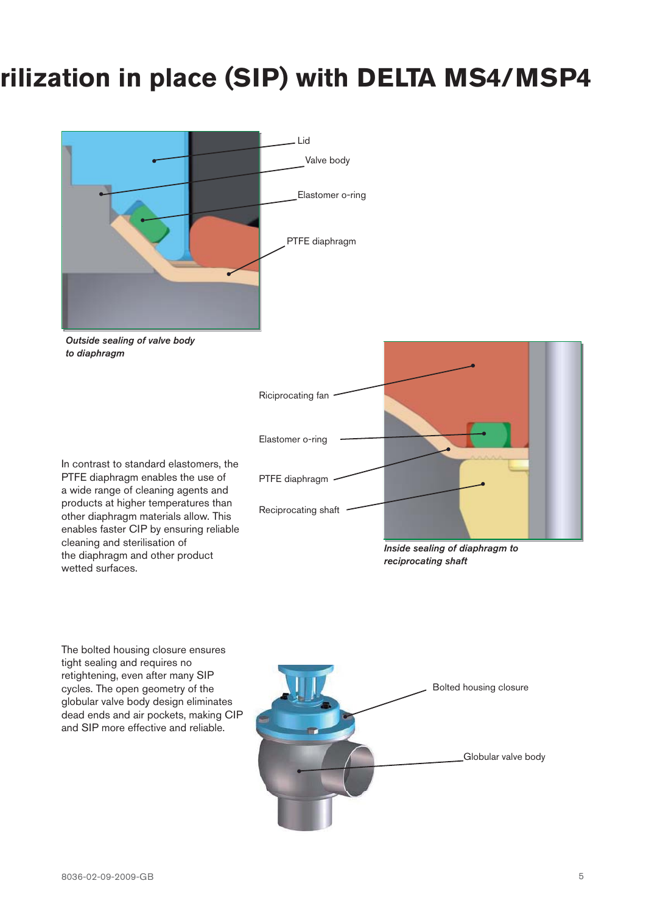# rilization in place (SIP) with DELTA MS4/MSP4

Lid

Valve body

Elastomer o-ring

PTFE diaphragm

***Outside sealing of valve body to diaphragm***

Riciprocating fan

Elastomer o-ring

PTFE diaphragm

Reciprocating shaft

***Inside sealing of diaphragm to reciprocating shaft***

In contrast to standard elastomers, the PTFE diaphragm enables the use of a wide range of cleaning agents and products at higher temperatures than other diaphragm materials allow. This enables faster CIP by ensuring reliable cleaning and sterilisation of the diaphragm and other product wetted surfaces.

The bolted housing closure ensures tight sealing and requires no retightening, even after many SIP cycles. The open geometry of the globular valve body design eliminates dead ends and air pockets, making CIP and SIP more effective and reliable.

Bolted housing closure

Globular valve body

8036-02-09-2009-GB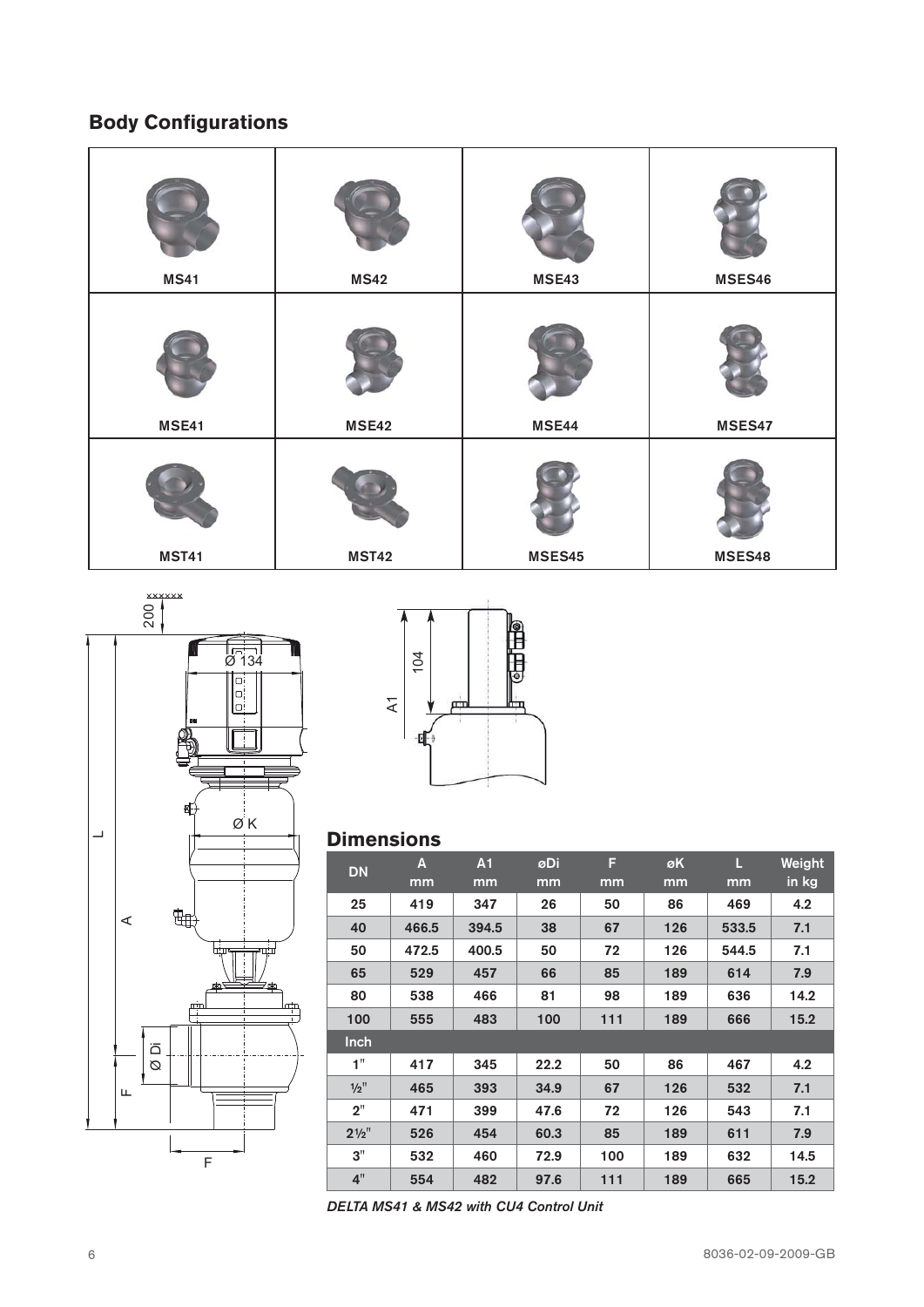## Body Configurations

| MS41 | MS42 | MSE43 | MSES46 |
|---|---|---|---|
| MSE41 | MSE42 | MSE44 | MSES47 |
| MST41 | MST42 | MSES45 | MSES48 |

## Dimensions

| DN | A mm | A1 mm | øDi mm | F mm | øK mm | L mm | Weight in kg |
|---|---|---|---|---|---|---|---|
| 25 | 419 | 347 | 26 | 50 | 86 | 469 | 4.2 |
| 40 | 466.5 | 394.5 | 38 | 67 | 126 | 533.5 | 7.1 |
| 50 | 472.5 | 400.5 | 50 | 72 | 126 | 544.5 | 7.1 |
| 65 | 529 | 457 | 66 | 85 | 189 | 614 | 7.9 |
| 80 | 538 | 466 | 81 | 98 | 189 | 636 | 14.2 |
| 100 | 555 | 483 | 100 | 111 | 189 | 666 | 15.2 |
| **Inch** | | | | | | | |
| 1" | 417 | 345 | 22.2 | 50 | 86 | 467 | 4.2 |
| ½" | 465 | 393 | 34.9 | 67 | 126 | 532 | 7.1 |
| 2" | 471 | 399 | 47.6 | 72 | 126 | 543 | 7.1 |
| 2½" | 526 | 454 | 60.3 | 85 | 189 | 611 | 7.9 |
| 3" | 532 | 460 | 72.9 | 100 | 189 | 632 | 14.5 |
| 4" | 554 | 482 | 97.6 | 111 | 189 | 665 | 15.2 |

*DELTA MS41 & MS42 with CU4 Control Unit*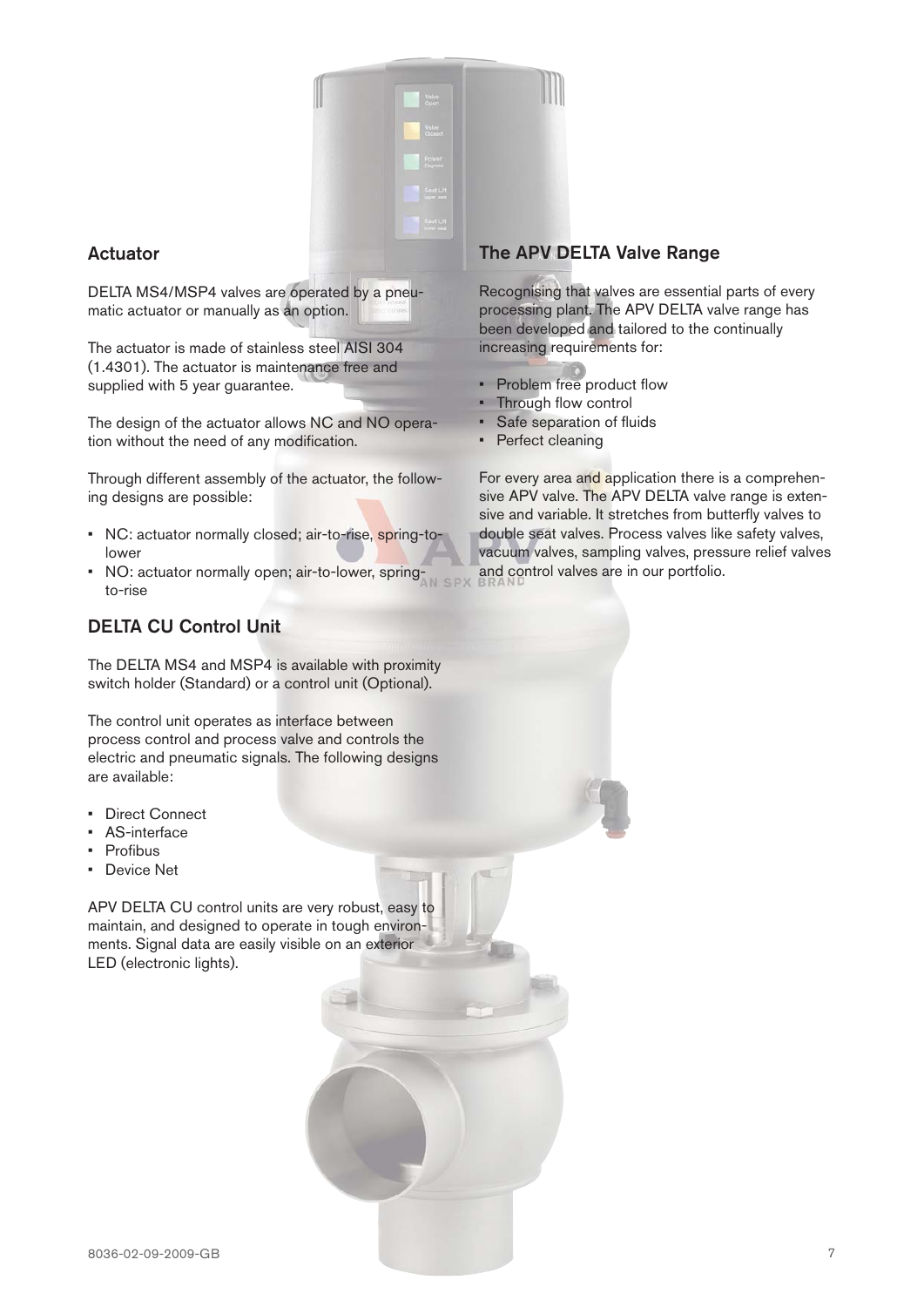## Actuator

DELTA MS4/MSP4 valves are operated by a pneumatic actuator or manually as an option.

The actuator is made of stainless steel AISI 304 (1.4301). The actuator is maintenance free and supplied with 5 year guarantee.

The design of the actuator allows NC and NO operation without the need of any modification.

Through different assembly of the actuator, the following designs are possible:

- NC: actuator normally closed; air-to-rise, spring-to-lower
- NO: actuator normally open; air-to-lower, spring-to-rise

## DELTA CU Control Unit

The DELTA MS4 and MSP4 is available with proximity switch holder (Standard) or a control unit (Optional).

The control unit operates as interface between process control and process valve and controls the electric and pneumatic signals. The following designs are available:

- Direct Connect
- AS-interface
- Profibus
- Device Net

APV DELTA CU control units are very robust, easy to maintain, and designed to operate in tough environments. Signal data are easily visible on an exterior LED (electronic lights).

## The APV DELTA Valve Range

Recognising that valves are essential parts of every processing plant. The APV DELTA valve range has been developed and tailored to the continually increasing requirements for:

- Problem free product flow
- Through flow control
- Safe separation of fluids
- Perfect cleaning

For every area and application there is a comprehensive APV valve. The APV DELTA valve range is extensive and variable. It stretches from butterfly valves to double seat valves. Process valves like safety valves, vacuum valves, sampling valves, pressure relief valves and control valves are in our portfolio.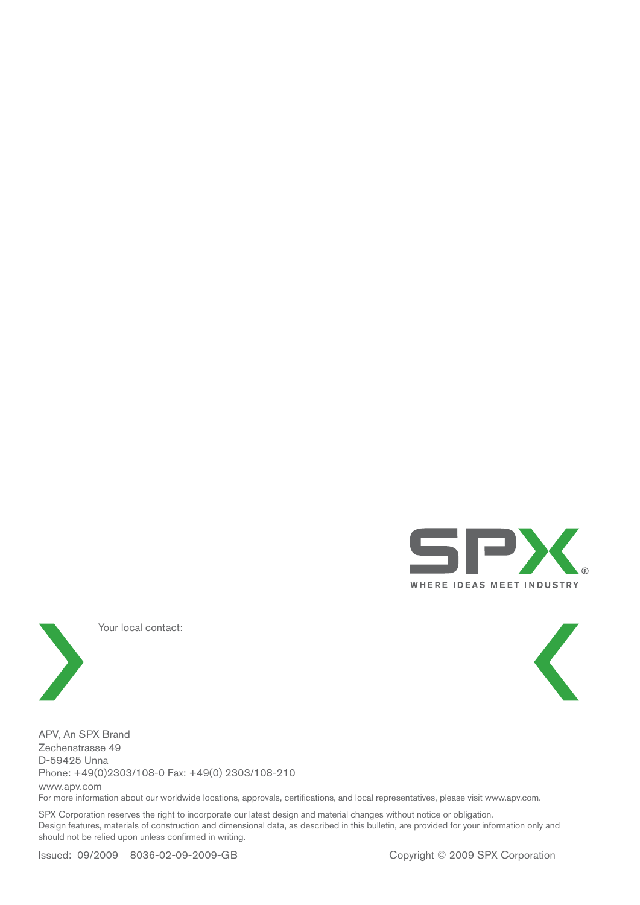SPX

WHERE IDEAS MEET INDUSTRY

Your local contact:

APV, An SPX Brand
Zechenstrasse 49
D-59425 Unna
Phone: +49(0)2303/108-0 Fax: +49(0) 2303/108-210
www.apv.com
For more information about our worldwide locations, approvals, certifications, and local representatives, please visit www.apv.com.

SPX Corporation reserves the right to incorporate our latest design and material changes without notice or obligation.
Design features, materials of construction and dimensional data, as described in this bulletin, are provided for your information only and should not be relied upon unless confirmed in writing.

Issued: 09/2009 8036-02-09-2009-GB

Copyright © 2009 SPX Corporation